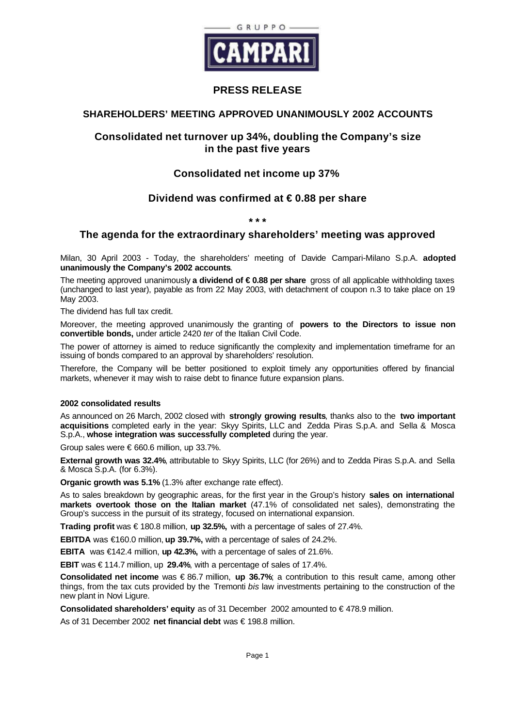GRUPPO

CAMPARI

# PRESS RELEASE

## SHAREHOLDERS' MEETING APPROVED UNANIMOUSLY 2002 ACCOUNTS

## Consolidated net turnover up 34%, doubling the Company's size in the past five years

## Consolidated net income up 37%

## Dividend was confirmed at € 0.88 per share

\* \* \*

## The agenda for the extraordinary shareholders' meeting was approved

Milan, 30 April 2003 - Today, the shareholders' meeting of Davide Campari-Milano S.p.A. **adopted unanimously the Company's 2002 accounts**.

The meeting approved unanimously **a dividend of € 0.88 per share** gross of all applicable withholding taxes (unchanged to last year), payable as from 22 May 2003, with detachment of coupon n.3 to take place on 19 May 2003.

The dividend has full tax credit.

Moreover, the meeting approved unanimously the granting of **powers to the Directors to issue non convertible bonds,** under article 2420 *ter* of the Italian Civil Code.

The power of attorney is aimed to reduce significantly the complexity and implementation timeframe for an issuing of bonds compared to an approval by shareholders' resolution.

Therefore, the Company will be better positioned to exploit timely any opportunities offered by financial markets, whenever it may wish to raise debt to finance future expansion plans.

**2002 consolidated results**

As announced on 26 March, 2002 closed with **strongly growing results**, thanks also to the **two important acquisitions** completed early in the year: Skyy Spirits, LLC and Zedda Piras S.p.A. and Sella & Mosca S.p.A., **whose integration was successfully completed** during the year.

Group sales were € 660.6 million, up 33.7%.

**External growth was 32.4%**, attributable to Skyy Spirits, LLC (for 26%) and to Zedda Piras S.p.A. and Sella & Mosca S.p.A. (for 6.3%).

**Organic growth was 5.1%** (1.3% after exchange rate effect).

As to sales breakdown by geographic areas, for the first year in the Group's history **sales on international markets overtook those on the Italian market** (47.1% of consolidated net sales), demonstrating the Group's success in the pursuit of its strategy, focused on international expansion.

**Trading profit** was € 180.8 million, **up 32.5%,** with a percentage of sales of 27.4%.

**EBITDA** was €160.0 million, **up 39.7%,** with a percentage of sales of 24.2%.

**EBITA** was €142.4 million, **up 42.3%,** with a percentage of sales of 21.6%.

**EBIT** was € 114.7 million, up **29.4%**, with a percentage of sales of 17.4%.

**Consolidated net income** was € 86.7 million, **up 36.7%**; a contribution to this result came, among other things, from the tax cuts provided by the Tremonti *bis* law investments pertaining to the construction of the new plant in Novi Ligure.

**Consolidated shareholders' equity** as of 31 December 2002 amounted to € 478.9 million.

As of 31 December 2002 **net financial debt** was € 198.8 million.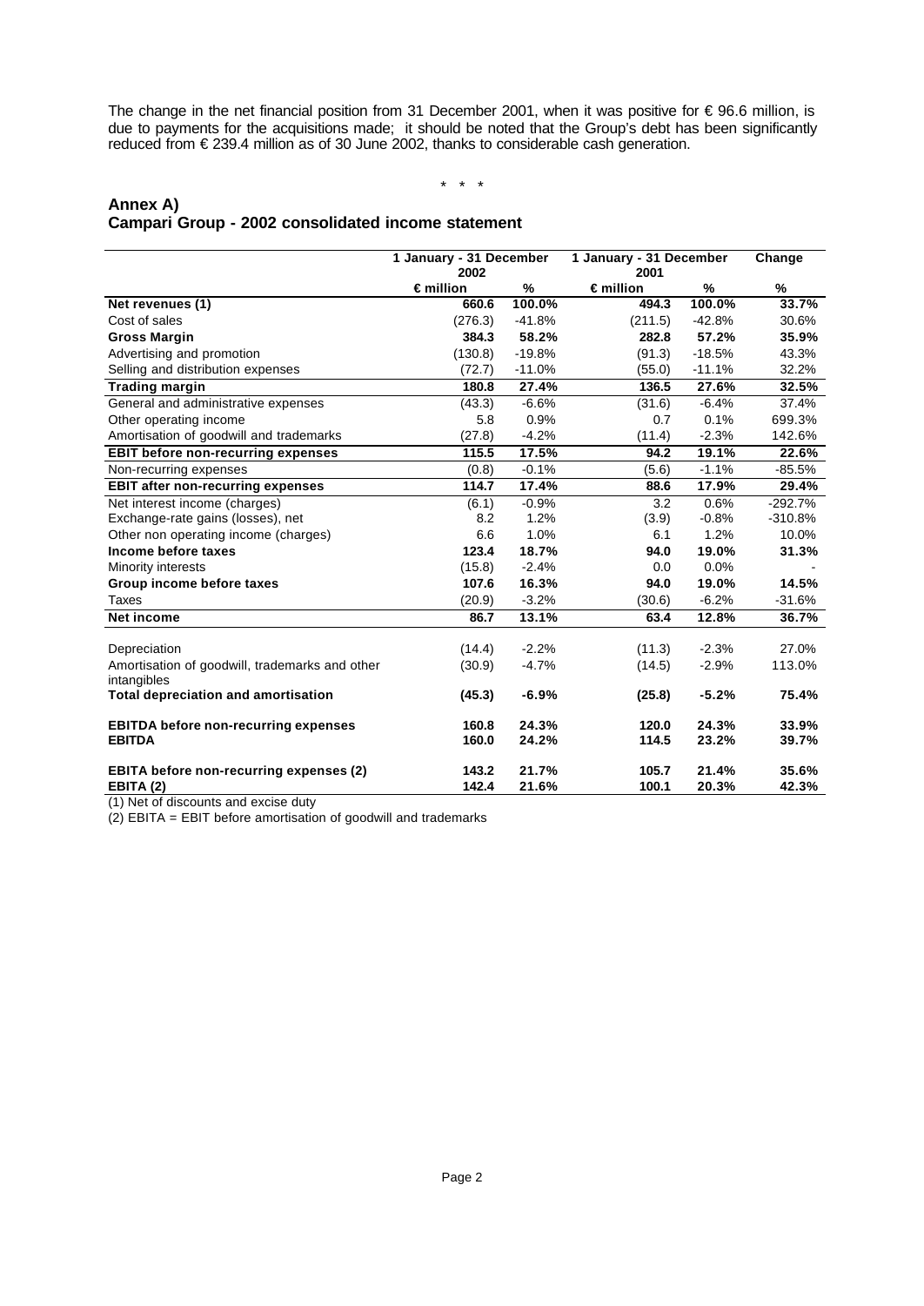The change in the net financial position from 31 December 2001, when it was positive for € 96.6 million, is due to payments for the acquisitions made; it should be noted that the Group's debt has been significantly reduced from € 239.4 million as of 30 June 2002, thanks to considerable cash generation.

\* \* \*

## Annex A)
## Campari Group - 2002 consolidated income statement

| | 1 January - 31 December 2002 | | 1 January - 31 December 2001 | | Change |
|---|---|---|---|---|---|
| | € million | % | € million | % | % |
| **Net revenues (1)** | **660.6** | **100.0%** | **494.3** | **100.0%** | **33.7%** |
| Cost of sales | (276.3) | -41.8% | (211.5) | -42.8% | 30.6% |
| **Gross Margin** | **384.3** | **58.2%** | **282.8** | **57.2%** | **35.9%** |
| Advertising and promotion | (130.8) | -19.8% | (91.3) | -18.5% | 43.3% |
| Selling and distribution expenses | (72.7) | -11.0% | (55.0) | -11.1% | 32.2% |
| **Trading margin** | **180.8** | **27.4%** | **136.5** | **27.6%** | **32.5%** |
| General and administrative expenses | (43.3) | -6.6% | (31.6) | -6.4% | 37.4% |
| Other operating income | 5.8 | 0.9% | 0.7 | 0.1% | 699.3% |
| Amortisation of goodwill and trademarks | (27.8) | -4.2% | (11.4) | -2.3% | 142.6% |
| **EBIT before non-recurring expenses** | **115.5** | **17.5%** | **94.2** | **19.1%** | **22.6%** |
| Non-recurring expenses | (0.8) | -0.1% | (5.6) | -1.1% | -85.5% |
| **EBIT after non-recurring expenses** | **114.7** | **17.4%** | **88.6** | **17.9%** | **29.4%** |
| Net interest income (charges) | (6.1) | -0.9% | 3.2 | 0.6% | -292.7% |
| Exchange-rate gains (losses), net | 8.2 | 1.2% | (3.9) | -0.8% | -310.8% |
| Other non operating income (charges) | 6.6 | 1.0% | 6.1 | 1.2% | 10.0% |
| **Income before taxes** | **123.4** | **18.7%** | **94.0** | **19.0%** | **31.3%** |
| Minority interests | (15.8) | -2.4% | 0.0 | 0.0% | - |
| **Group income before taxes** | **107.6** | **16.3%** | **94.0** | **19.0%** | **14.5%** |
| Taxes | (20.9) | -3.2% | (30.6) | -6.2% | -31.6% |
| **Net income** | **86.7** | **13.1%** | **63.4** | **12.8%** | **36.7%** |
| | | | | | |
| Depreciation | (14.4) | -2.2% | (11.3) | -2.3% | 27.0% |
| Amortisation of goodwill, trademarks and other intangibles | (30.9) | -4.7% | (14.5) | -2.9% | 113.0% |
| **Total depreciation and amortisation** | **(45.3)** | **-6.9%** | **(25.8)** | **-5.2%** | **75.4%** |
| | | | | | |
| **EBITDA before non-recurring expenses** | **160.8** | **24.3%** | **120.0** | **24.3%** | **33.9%** |
| **EBITDA** | **160.0** | **24.2%** | **114.5** | **23.2%** | **39.7%** |
| | | | | | |
| **EBITA before non-recurring expenses (2)** | **143.2** | **21.7%** | **105.7** | **21.4%** | **35.6%** |
| **EBITA (2)** | **142.4** | **21.6%** | **100.1** | **20.3%** | **42.3%** |

(1) Net of discounts and excise duty

(2) EBITA = EBIT before amortisation of goodwill and trademarks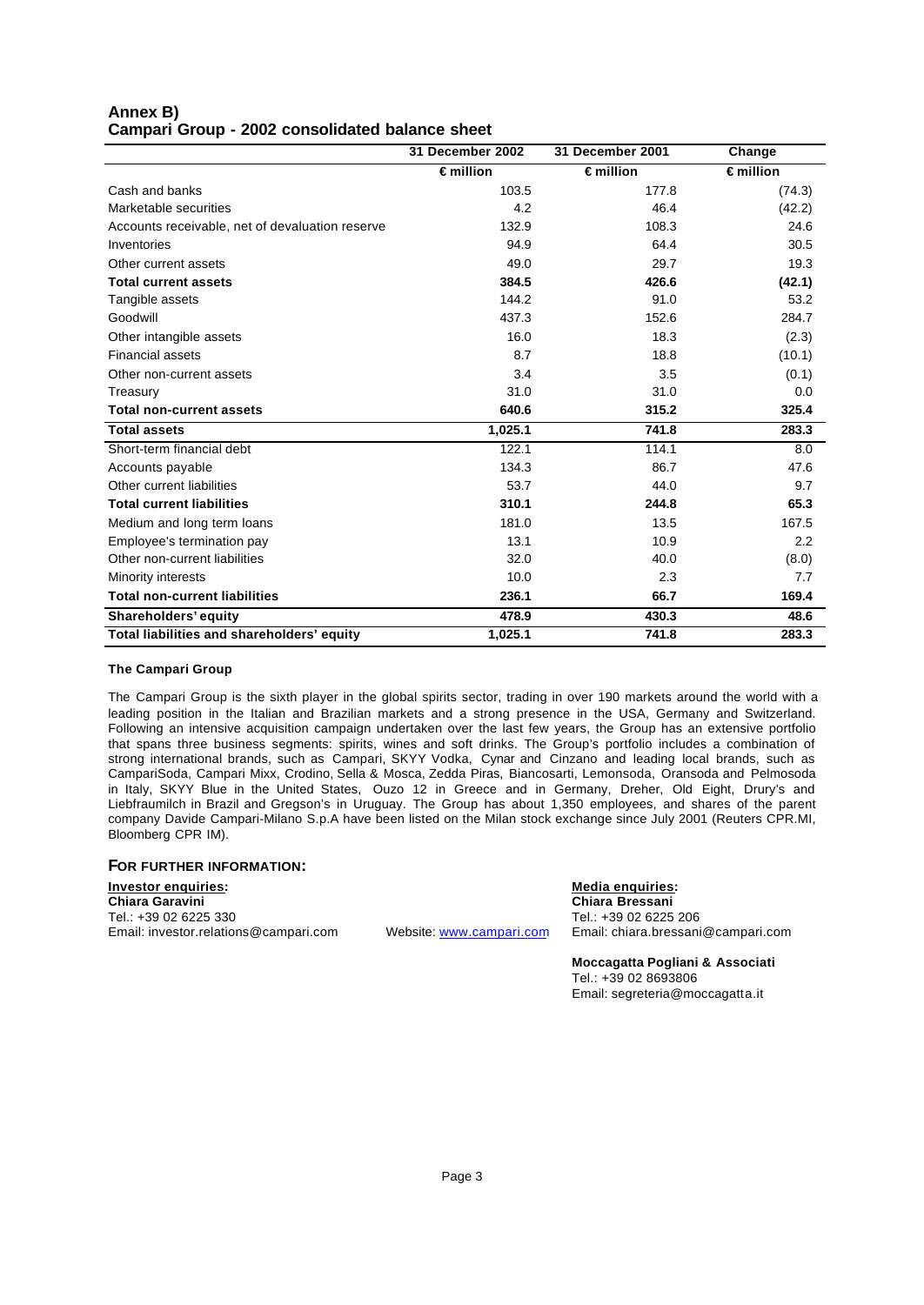## Annex B)
## Campari Group - 2002 consolidated balance sheet

| | 31 December 2002 | 31 December 2001 | Change |
|---|---|---|---|
| | € million | € million | € million |
| Cash and banks | 103.5 | 177.8 | (74.3) |
| Marketable securities | 4.2 | 46.4 | (42.2) |
| Accounts receivable, net of devaluation reserve | 132.9 | 108.3 | 24.6 |
| Inventories | 94.9 | 64.4 | 30.5 |
| Other current assets | 49.0 | 29.7 | 19.3 |
| **Total current assets** | **384.5** | **426.6** | **(42.1)** |
| Tangible assets | 144.2 | 91.0 | 53.2 |
| Goodwill | 437.3 | 152.6 | 284.7 |
| Other intangible assets | 16.0 | 18.3 | (2.3) |
| Financial assets | 8.7 | 18.8 | (10.1) |
| Other non-current assets | 3.4 | 3.5 | (0.1) |
| Treasury | 31.0 | 31.0 | 0.0 |
| **Total non-current assets** | **640.6** | **315.2** | **325.4** |
| **Total assets** | **1,025.1** | **741.8** | **283.3** |
| Short-term financial debt | 122.1 | 114.1 | 8.0 |
| Accounts payable | 134.3 | 86.7 | 47.6 |
| Other current liabilities | 53.7 | 44.0 | 9.7 |
| **Total current liabilities** | **310.1** | **244.8** | **65.3** |
| Medium and long term loans | 181.0 | 13.5 | 167.5 |
| Employee's termination pay | 13.1 | 10.9 | 2.2 |
| Other non-current liabilities | 32.0 | 40.0 | (8.0) |
| Minority interests | 10.0 | 2.3 | 7.7 |
| **Total non-current liabilities** | **236.1** | **66.7** | **169.4** |
| **Shareholders' equity** | **478.9** | **430.3** | **48.6** |
| **Total liabilities and shareholders' equity** | **1,025.1** | **741.8** | **283.3** |

**The Campari Group**

The Campari Group is the sixth player in the global spirits sector, trading in over 190 markets around the world with a leading position in the Italian and Brazilian markets and a strong presence in the USA, Germany and Switzerland. Following an intensive acquisition campaign undertaken over the last few years, the Group has an extensive portfolio that spans three business segments: spirits, wines and soft drinks. The Group's portfolio includes a combination of strong international brands, such as Campari, SKYY Vodka, Cynar and Cinzano and leading local brands, such as CampariSoda, Campari Mixx, Crodino, Sella & Mosca, Zedda Piras, Biancosarti, Lemonsoda, Oransoda and Pelmosoda in Italy, SKYY Blue in the United States, Ouzo 12 in Greece and in Germany, Dreher, Old Eight, Drury's and Liebfraumilch in Brazil and Gregson's in Uruguay. The Group has about 1,350 employees, and shares of the parent company Davide Campari-Milano S.p.A have been listed on the Milan stock exchange since July 2001 (Reuters CPR.MI, Bloomberg CPR IM).

### FOR FURTHER INFORMATION:

**Investor enquiries:**
**Chiara Garavini**
Tel.: +39 02 6225 330
Email: investor.relations@campari.com

Website: www.campari.com

**Media enquiries:**
**Chiara Bressani**
Tel.: +39 02 6225 206
Email: chiara.bressani@campari.com

**Moccagatta Pogliani & Associati**
Tel.: +39 02 8693806
Email: segreteria@moccagatta.it